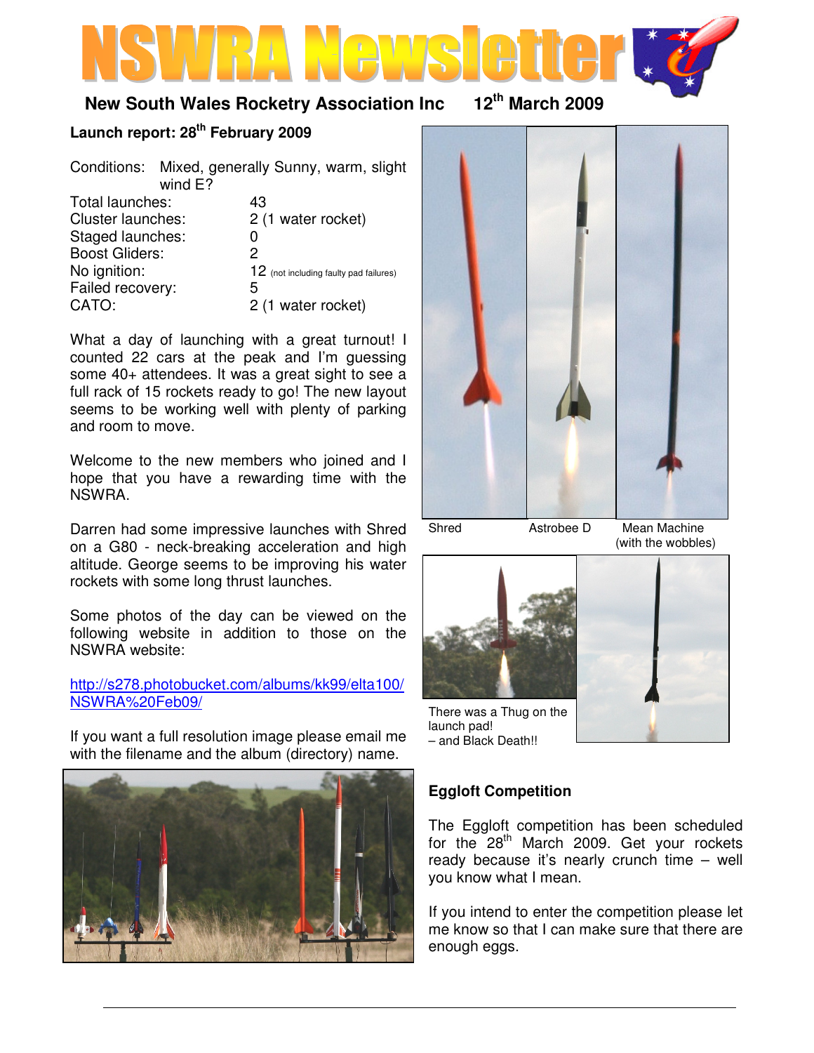# NSWRA Newsletter

**New South Wales Rocketry Association Inc 12th March 2009**

## Launch report: 28th February 2009

| | |
|---|---|
| Conditions: | Mixed, generally Sunny, warm, slight wind E? |
| Total launches: | 43 |
| Cluster launches: | 2 (1 water rocket) |
| Staged launches: | 0 |
| Boost Gliders: | 2 |
| No ignition: | 12 (not including faulty pad failures) |
| Failed recovery: | 5 |
| CATO: | 2 (1 water rocket) |

What a day of launching with a great turnout! I counted 22 cars at the peak and I'm guessing some 40+ attendees. It was a great sight to see a full rack of 15 rockets ready to go! The new layout seems to be working well with plenty of parking and room to move.

Welcome to the new members who joined and I hope that you have a rewarding time with the NSWRA.

Darren had some impressive launches with Shred on a G80 - neck-breaking acceleration and high altitude. George seems to be improving his water rockets with some long thrust launches.

Some photos of the day can be viewed on the following website in addition to those on the NSWRA website:

http://s278.photobucket.com/albums/kk99/elta100/NSWRA%20Feb09/

If you want a full resolution image please email me with the filename and the album (directory) name.

Shred Astrobee D Mean Machine (with the wobbles)

There was a Thug on the launch pad! – and Black Death!!

## Eggloft Competition

The Eggloft competition has been scheduled for the 28th March 2009. Get your rockets ready because it's nearly crunch time – well you know what I mean.

If you intend to enter the competition please let me know so that I can make sure that there are enough eggs.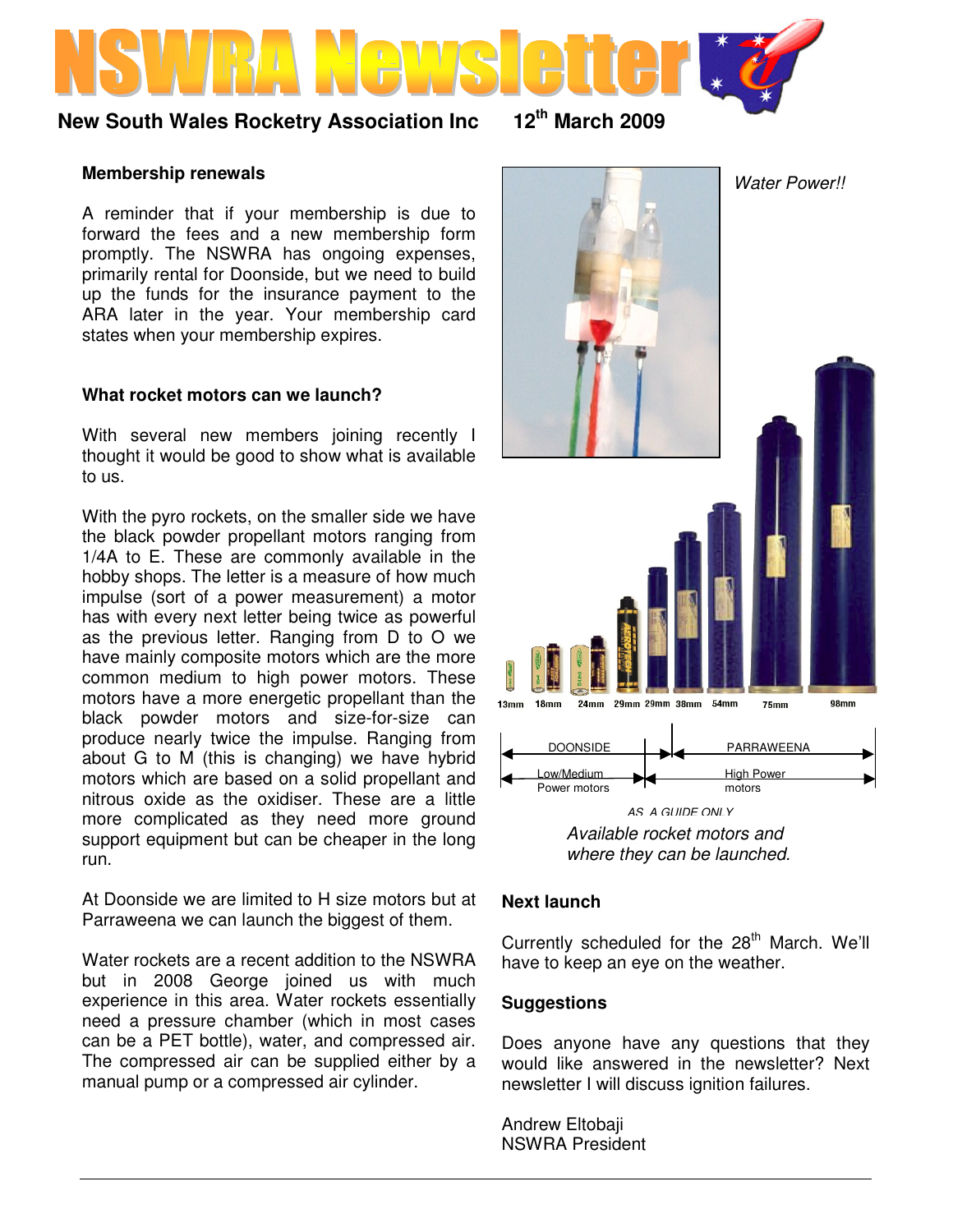# NSWRA Newsletter

**New South Wales Rocketry Association Inc** **12th March 2009**

### Membership renewals

A reminder that if your membership is due to forward the fees and a new membership form promptly. The NSWRA has ongoing expenses, primarily rental for Doonside, but we need to build up the funds for the insurance payment to the ARA later in the year. Your membership card states when your membership expires.

### What rocket motors can we launch?

With several new members joining recently I thought it would be good to show what is available to us.

With the pyro rockets, on the smaller side we have the black powder propellant motors ranging from 1/4A to E. These are commonly available in the hobby shops. The letter is a measure of how much impulse (sort of a power measurement) a motor has with every next letter being twice as powerful as the previous letter. Ranging from D to O we have mainly composite motors which are the more common medium to high power motors. These motors have a more energetic propellant than the black powder motors and size-for-size can produce nearly twice the impulse. Ranging from about G to M (this is changing) we have hybrid motors which are based on a solid propellant and nitrous oxide as the oxidiser. These are a little more complicated as they need more ground support equipment but can be cheaper in the long run.

At Doonside we are limited to H size motors but at Parraweena we can launch the biggest of them.

Water rockets are a recent addition to the NSWRA but in 2008 George joined us with much experience in this area. Water rockets essentially need a pressure chamber (which in most cases can be a PET bottle), water, and compressed air. The compressed air can be supplied either by a manual pump or a compressed air cylinder.

*Water Power!!*

13mm 18mm 24mm 29mm 29mm 38mm 54mm 75mm 98mm

DOONSIDE | PARRAWEENA

Low/Medium Power motors | High Power motors

AS A GUIDE ONLY

*Available rocket motors and where they can be launched.*

### Next launch

Currently scheduled for the 28th March. We'll have to keep an eye on the weather.

### Suggestions

Does anyone have any questions that they would like answered in the newsletter? Next newsletter I will discuss ignition failures.

Andrew Eltobaji
NSWRA President